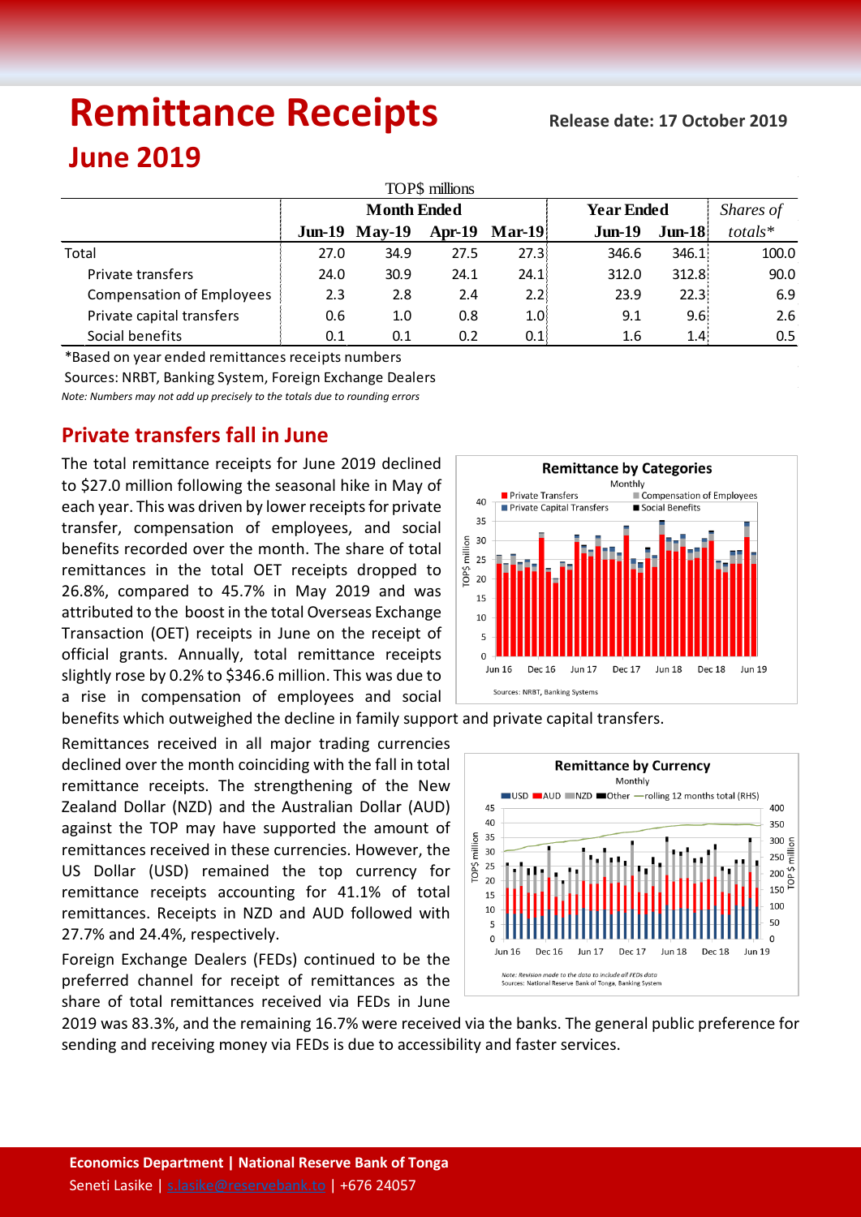# Remittance Receipts

**Release date: 17 October 2019**

## June 2019

TOP$ millions

| | Month Ended | | | | Year Ended | | *Shares of* |
|---|---|---|---|---|---|---|---|
| | **Jun-19** | **May-19** | **Apr-19** | **Mar-19** | **Jun-19** | **Jun-18** | *totals** |
| Total | 27.0 | 34.9 | 27.5 | 27.3 | 346.6 | 346.1 | 100.0 |
| Private transfers | 24.0 | 30.9 | 24.1 | 24.1 | 312.0 | 312.8 | 90.0 |
| Compensation of Employees | 2.3 | 2.8 | 2.4 | 2.2 | 23.9 | 22.3 | 6.9 |
| Private capital transfers | 0.6 | 1.0 | 0.8 | 1.0 | 9.1 | 9.6 | 2.6 |
| Social benefits | 0.1 | 0.1 | 0.2 | 0.1 | 1.6 | 1.4 | 0.5 |

*Based on year ended remittances receipts numbers

Sources: NRBT, Banking System, Foreign Exchange Dealers

*Note: Numbers may not add up precisely to the totals due to rounding errors*

## Private transfers fall in June

The total remittance receipts for June 2019 declined to $27.0 million following the seasonal hike in May of each year. This was driven by lower receipts for private transfer, compensation of employees, and social benefits recorded over the month. The share of total remittances in the total OET receipts dropped to 26.8%, compared to 45.7% in May 2019 and was attributed to the boost in the total Overseas Exchange Transaction (OET) receipts in June on the receipt of official grants. Annually, total remittance receipts slightly rose by 0.2% to $346.6 million. This was due to a rise in compensation of employees and social benefits which outweighed the decline in family support and private capital transfers.

Remittances received in all major trading currencies declined over the month coinciding with the fall in total remittance receipts. The strengthening of the New Zealand Dollar (NZD) and the Australian Dollar (AUD) against the TOP may have supported the amount of remittances received in these currencies. However, the US Dollar (USD) remained the top currency for remittance receipts accounting for 41.1% of total remittances. Receipts in NZD and AUD followed with 27.7% and 24.4%, respectively.

Foreign Exchange Dealers (FEDs) continued to be the preferred channel for receipt of remittances as the share of total remittances received via FEDs in June 2019 was 83.3%, and the remaining 16.7% were received via the banks. The general public preference for sending and receiving money via FEDs is due to accessibility and faster services.

**Economics Department | National Reserve Bank of Tonga**

Seneti Lasike | s.lasike@reservebank.to | +676 24057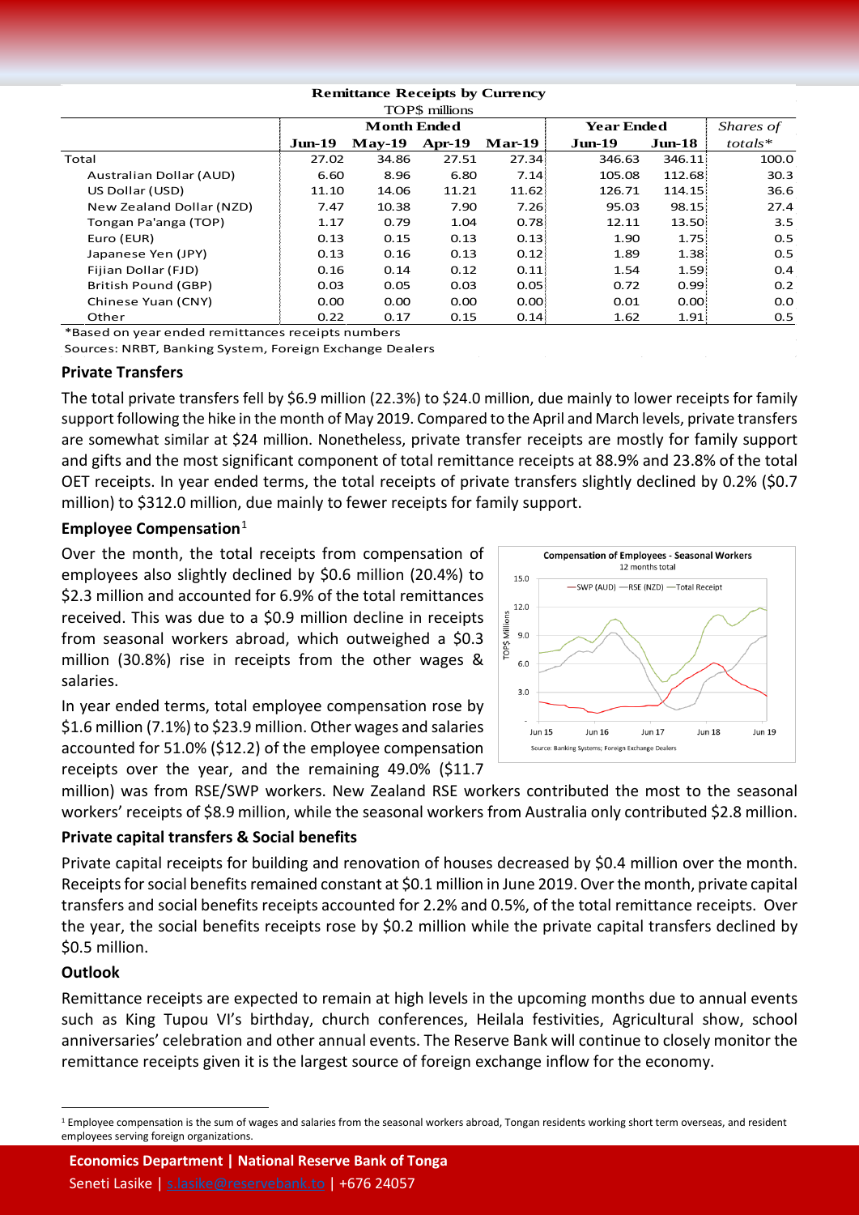**Remittance Receipts by Currency**

TOP$ millions

| | Month Ended | | | | Year Ended | | Shares of |
|---|---|---|---|---|---|---|---|
| | Jun-19 | May-19 | Apr-19 | Mar-19 | Jun-19 | Jun-18 | totals* |
| Total | 27.02 | 34.86 | 27.51 | 27.34 | 346.63 | 346.11 | 100.0 |
| Australian Dollar (AUD) | 6.60 | 8.96 | 6.80 | 7.14 | 105.08 | 112.68 | 30.3 |
| US Dollar (USD) | 11.10 | 14.06 | 11.21 | 11.62 | 126.71 | 114.15 | 36.6 |
| New Zealand Dollar (NZD) | 7.47 | 10.38 | 7.90 | 7.26 | 95.03 | 98.15 | 27.4 |
| Tongan Pa'anga (TOP) | 1.17 | 0.79 | 1.04 | 0.78 | 12.11 | 13.50 | 3.5 |
| Euro (EUR) | 0.13 | 0.15 | 0.13 | 0.13 | 1.90 | 1.75 | 0.5 |
| Japanese Yen (JPY) | 0.13 | 0.16 | 0.13 | 0.12 | 1.89 | 1.38 | 0.5 |
| Fijian Dollar (FJD) | 0.16 | 0.14 | 0.12 | 0.11 | 1.54 | 1.59 | 0.4 |
| British Pound (GBP) | 0.03 | 0.05 | 0.03 | 0.05 | 0.72 | 0.99 | 0.2 |
| Chinese Yuan (CNY) | 0.00 | 0.00 | 0.00 | 0.00 | 0.01 | 0.00 | 0.0 |
| Other | 0.22 | 0.17 | 0.15 | 0.14 | 1.62 | 1.91 | 0.5 |

*Based on year ended remittances receipts numbers

Sources: NRBT, Banking System, Foreign Exchange Dealers

**Private Transfers**

The total private transfers fell by $6.9 million (22.3%) to $24.0 million, due mainly to lower receipts for family support following the hike in the month of May 2019. Compared to the April and March levels, private transfers are somewhat similar at $24 million. Nonetheless, private transfer receipts are mostly for family support and gifts and the most significant component of total remittance receipts at 88.9% and 23.8% of the total OET receipts. In year ended terms, the total receipts of private transfers slightly declined by 0.2% ($0.7 million) to $312.0 million, due mainly to fewer receipts for family support.

**Employee Compensation**[1]

Over the month, the total receipts from compensation of employees also slightly declined by $0.6 million (20.4%) to $2.3 million and accounted for 6.9% of the total remittances received. This was due to a $0.9 million decline in receipts from seasonal workers abroad, which outweighed a $0.3 million (30.8%) rise in receipts from the other wages & salaries.

In year ended terms, total employee compensation rose by $1.6 million (7.1%) to $23.9 million. Other wages and salaries accounted for 51.0% ($12.2) of the employee compensation receipts over the year, and the remaining 49.0% ($11.7 million) was from RSE/SWP workers. New Zealand RSE workers contributed the most to the seasonal workers' receipts of $8.9 million, while the seasonal workers from Australia only contributed $2.8 million.

Compensation of Employees - Seasonal Workers
12 months total
SWP (AUD) RSE (NZD) Total Receipt
TOP$ Millions
15.0
12.0
9.0
6.0
3.0
-
Jun 15 Jun 16 Jun 17 Jun 18 Jun 19
Source: Banking Systems; Foreign Exchange Dealers

**Private capital transfers & Social benefits**

Private capital receipts for building and renovation of houses decreased by $0.4 million over the month. Receipts for social benefits remained constant at $0.1 million in June 2019. Over the month, private capital transfers and social benefits receipts accounted for 2.2% and 0.5%, of the total remittance receipts. Over the year, the social benefits receipts rose by $0.2 million while the private capital transfers declined by $0.5 million.

**Outlook**

Remittance receipts are expected to remain at high levels in the upcoming months due to annual events such as King Tupou VI's birthday, church conferences, Heilala festivities, Agricultural show, school anniversaries' celebration and other annual events. The Reserve Bank will continue to closely monitor the remittance receipts given it is the largest source of foreign exchange inflow for the economy.

[1] Employee compensation is the sum of wages and salaries from the seasonal workers abroad, Tongan residents working short term overseas, and resident employees serving foreign organizations.

**Economics Department | National Reserve Bank of Tonga**
Seneti Lasike | s.lasike@reservebank.to | +676 24057